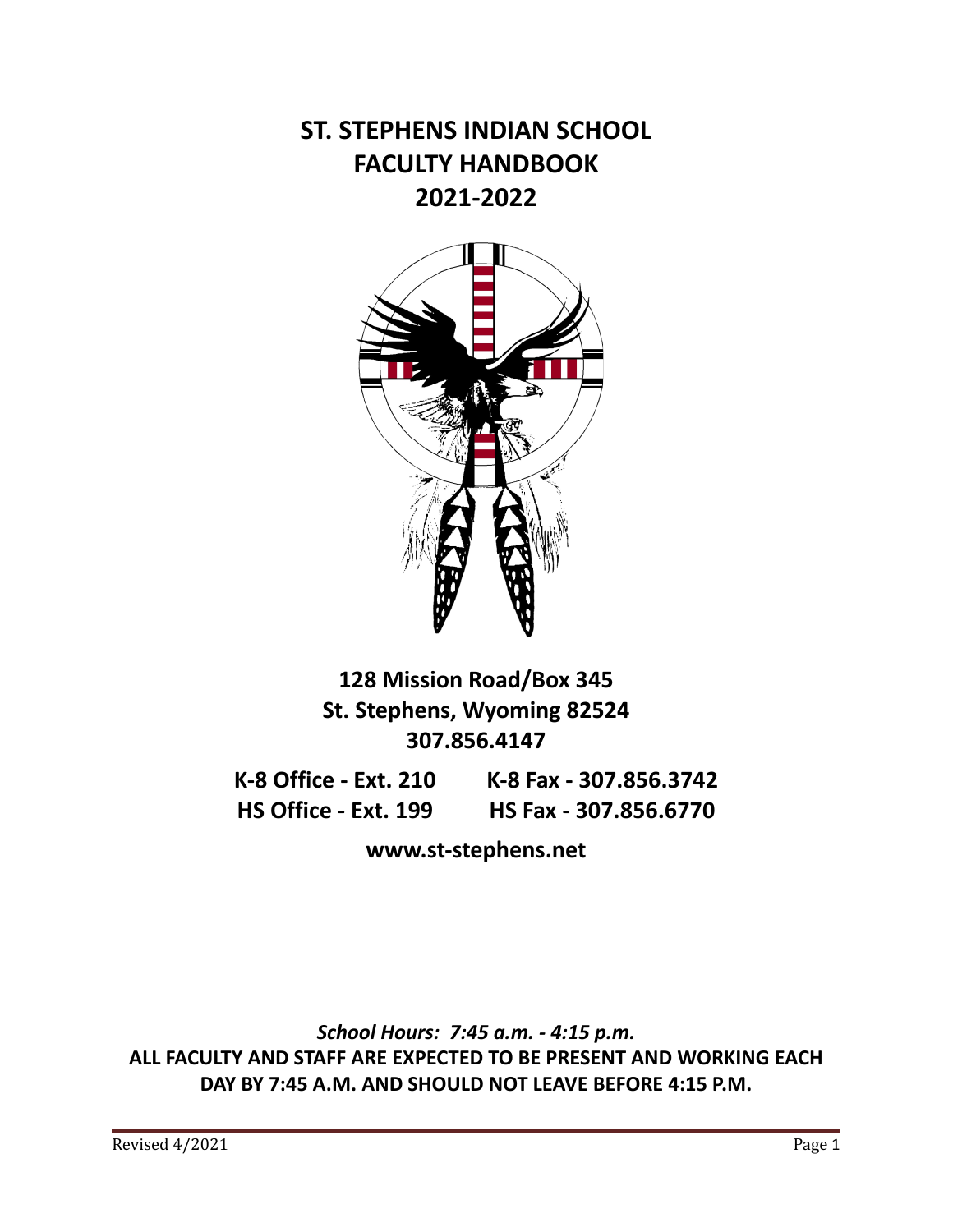# ST. STEPHENS INDIAN SCHOOL
# FACULTY HANDBOOK
# 2021-2022

**128 Mission Road/Box 345**
**St. Stephens, Wyoming 82524**
**307.856.4147**

| | |
|---|---|
| **K-8 Office - Ext. 210** | **K-8 Fax - 307.856.3742** |
| **HS Office - Ext. 199** | **HS Fax - 307.856.6770** |

**www.st-stephens.net**

***School Hours: 7:45 a.m. - 4:15 p.m.***
**ALL FACULTY AND STAFF ARE EXPECTED TO BE PRESENT AND WORKING EACH DAY BY 7:45 A.M. AND SHOULD NOT LEAVE BEFORE 4:15 P.M.**

Revised 4/2021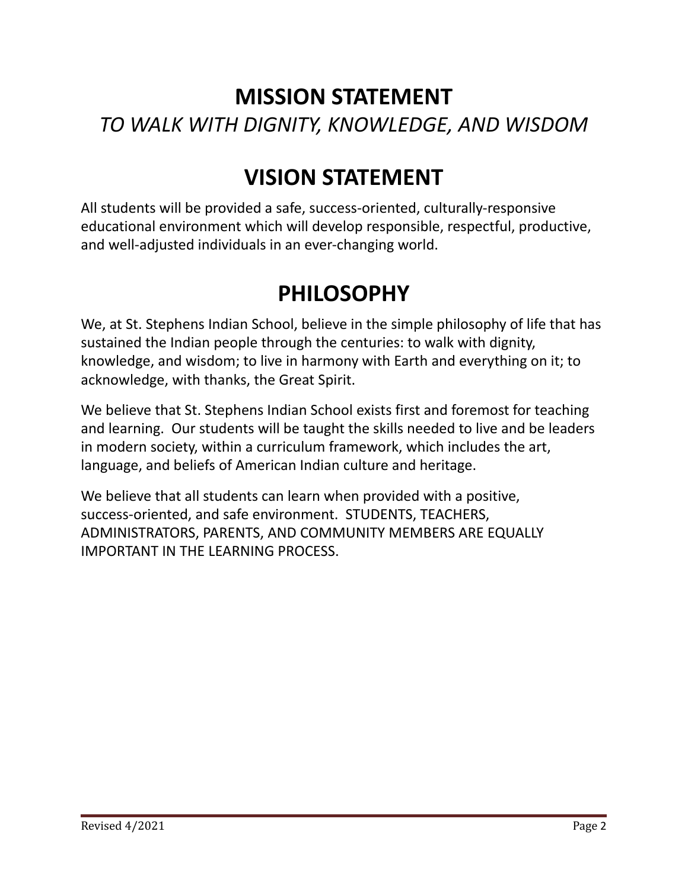# MISSION STATEMENT

*TO WALK WITH DIGNITY, KNOWLEDGE, AND WISDOM*

# VISION STATEMENT

All students will be provided a safe, success-oriented, culturally-responsive educational environment which will develop responsible, respectful, productive, and well-adjusted individuals in an ever-changing world.

# PHILOSOPHY

We, at St. Stephens Indian School, believe in the simple philosophy of life that has sustained the Indian people through the centuries: to walk with dignity, knowledge, and wisdom; to live in harmony with Earth and everything on it; to acknowledge, with thanks, the Great Spirit.

We believe that St. Stephens Indian School exists first and foremost for teaching and learning. Our students will be taught the skills needed to live and be leaders in modern society, within a curriculum framework, which includes the art, language, and beliefs of American Indian culture and heritage.

We believe that all students can learn when provided with a positive, success-oriented, and safe environment. STUDENTS, TEACHERS, ADMINISTRATORS, PARENTS, AND COMMUNITY MEMBERS ARE EQUALLY IMPORTANT IN THE LEARNING PROCESS.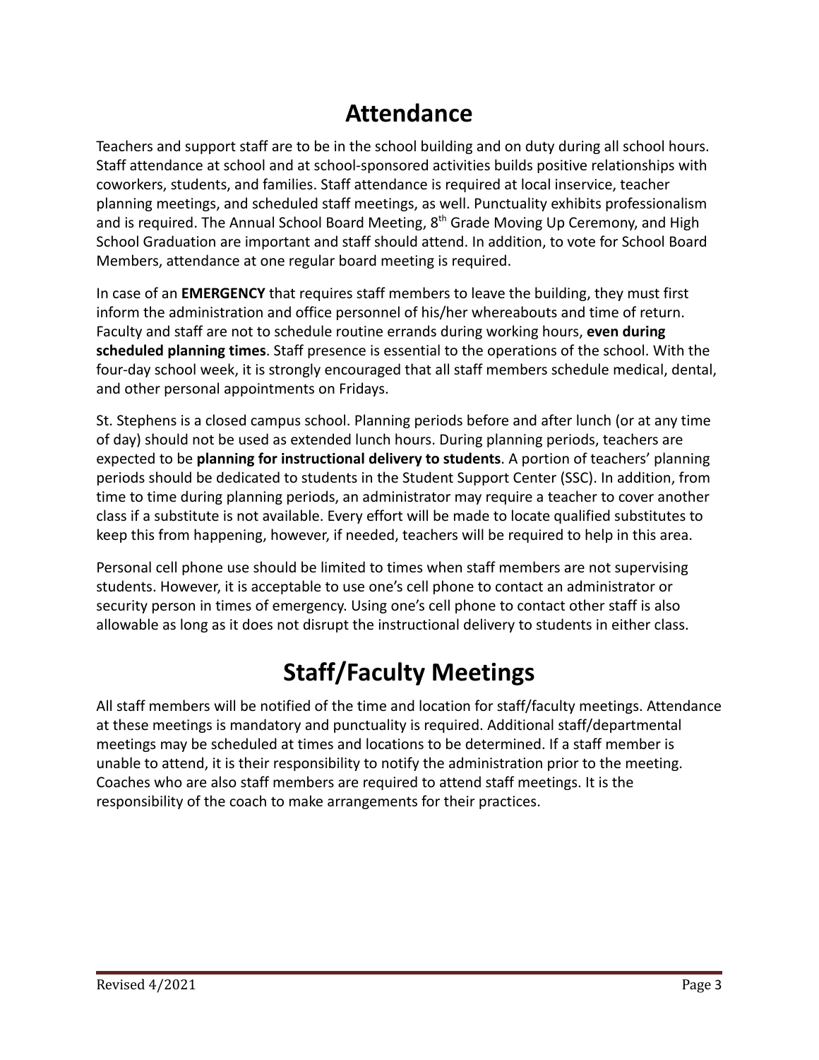# Attendance

Teachers and support staff are to be in the school building and on duty during all school hours. Staff attendance at school and at school-sponsored activities builds positive relationships with coworkers, students, and families. Staff attendance is required at local inservice, teacher planning meetings, and scheduled staff meetings, as well. Punctuality exhibits professionalism and is required. The Annual School Board Meeting, 8th Grade Moving Up Ceremony, and High School Graduation are important and staff should attend. In addition, to vote for School Board Members, attendance at one regular board meeting is required.

In case of an **EMERGENCY** that requires staff members to leave the building, they must first inform the administration and office personnel of his/her whereabouts and time of return. Faculty and staff are not to schedule routine errands during working hours, **even during scheduled planning times**. Staff presence is essential to the operations of the school. With the four-day school week, it is strongly encouraged that all staff members schedule medical, dental, and other personal appointments on Fridays.

St. Stephens is a closed campus school. Planning periods before and after lunch (or at any time of day) should not be used as extended lunch hours. During planning periods, teachers are expected to be **planning for instructional delivery to students**. A portion of teachers' planning periods should be dedicated to students in the Student Support Center (SSC). In addition, from time to time during planning periods, an administrator may require a teacher to cover another class if a substitute is not available. Every effort will be made to locate qualified substitutes to keep this from happening, however, if needed, teachers will be required to help in this area.

Personal cell phone use should be limited to times when staff members are not supervising students. However, it is acceptable to use one's cell phone to contact an administrator or security person in times of emergency. Using one's cell phone to contact other staff is also allowable as long as it does not disrupt the instructional delivery to students in either class.

# Staff/Faculty Meetings

All staff members will be notified of the time and location for staff/faculty meetings. Attendance at these meetings is mandatory and punctuality is required. Additional staff/departmental meetings may be scheduled at times and locations to be determined. If a staff member is unable to attend, it is their responsibility to notify the administration prior to the meeting. Coaches who are also staff members are required to attend staff meetings. It is the responsibility of the coach to make arrangements for their practices.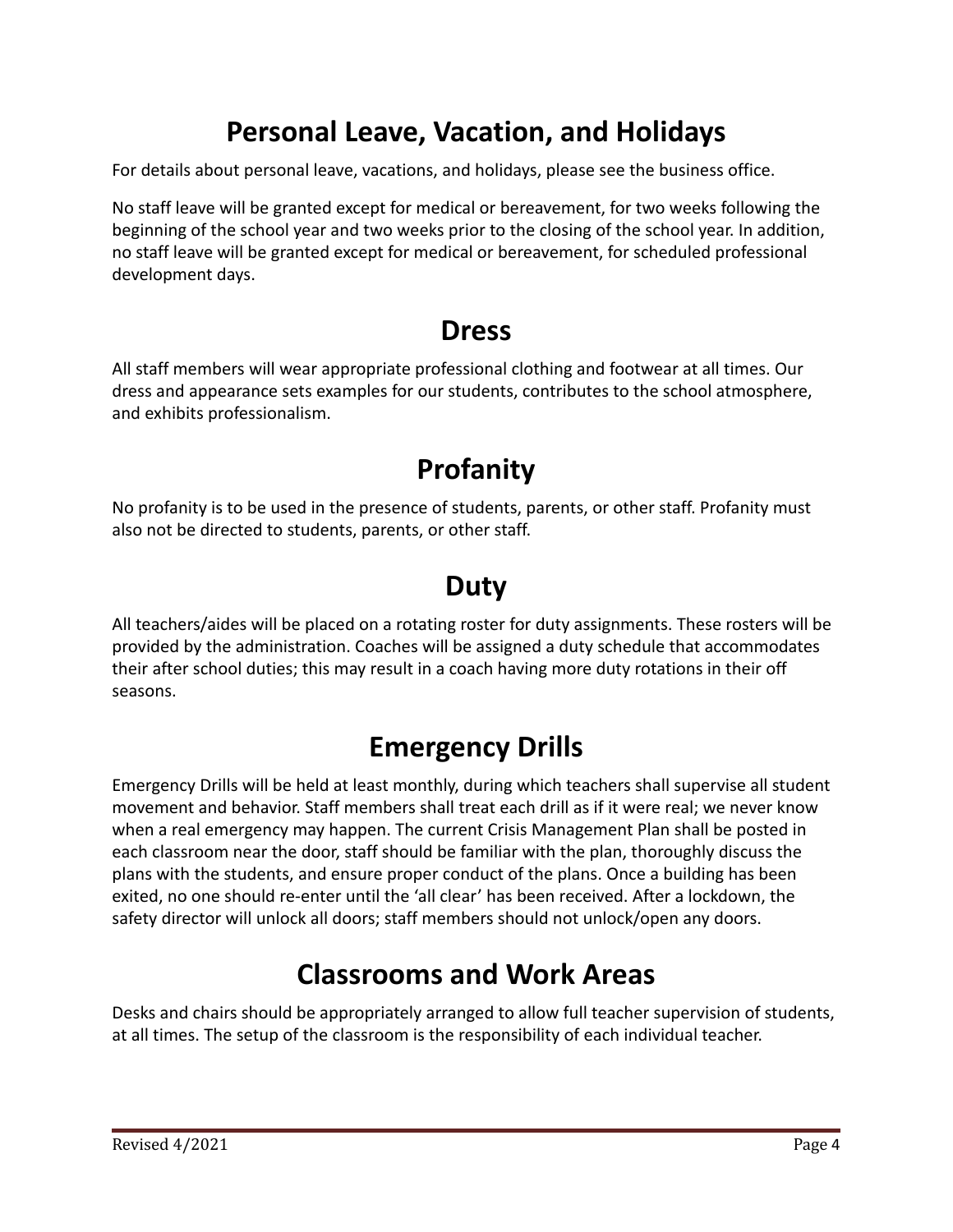# Personal Leave, Vacation, and Holidays

For details about personal leave, vacations, and holidays, please see the business office.

No staff leave will be granted except for medical or bereavement, for two weeks following the beginning of the school year and two weeks prior to the closing of the school year. In addition, no staff leave will be granted except for medical or bereavement, for scheduled professional development days.

# Dress

All staff members will wear appropriate professional clothing and footwear at all times. Our dress and appearance sets examples for our students, contributes to the school atmosphere, and exhibits professionalism.

# Profanity

No profanity is to be used in the presence of students, parents, or other staff. Profanity must also not be directed to students, parents, or other staff.

# Duty

All teachers/aides will be placed on a rotating roster for duty assignments. These rosters will be provided by the administration. Coaches will be assigned a duty schedule that accommodates their after school duties; this may result in a coach having more duty rotations in their off seasons.

# Emergency Drills

Emergency Drills will be held at least monthly, during which teachers shall supervise all student movement and behavior. Staff members shall treat each drill as if it were real; we never know when a real emergency may happen. The current Crisis Management Plan shall be posted in each classroom near the door, staff should be familiar with the plan, thoroughly discuss the plans with the students, and ensure proper conduct of the plans. Once a building has been exited, no one should re-enter until the 'all clear' has been received. After a lockdown, the safety director will unlock all doors; staff members should not unlock/open any doors.

# Classrooms and Work Areas

Desks and chairs should be appropriately arranged to allow full teacher supervision of students, at all times. The setup of the classroom is the responsibility of each individual teacher.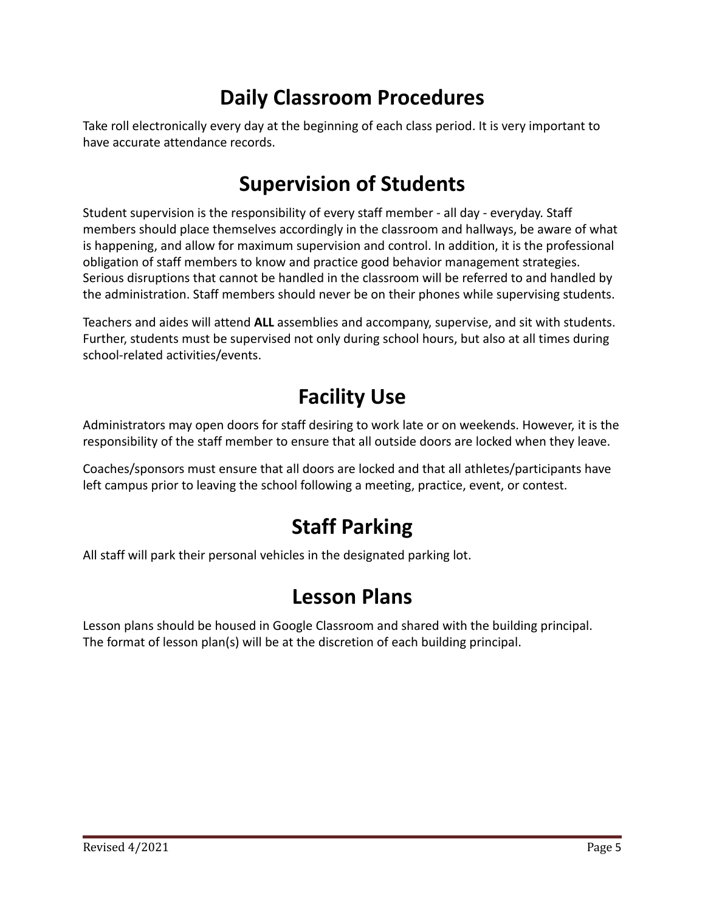# Daily Classroom Procedures

Take roll electronically every day at the beginning of each class period. It is very important to have accurate attendance records.

# Supervision of Students

Student supervision is the responsibility of every staff member - all day - everyday. Staff members should place themselves accordingly in the classroom and hallways, be aware of what is happening, and allow for maximum supervision and control. In addition, it is the professional obligation of staff members to know and practice good behavior management strategies. Serious disruptions that cannot be handled in the classroom will be referred to and handled by the administration. Staff members should never be on their phones while supervising students.

Teachers and aides will attend **ALL** assemblies and accompany, supervise, and sit with students. Further, students must be supervised not only during school hours, but also at all times during school-related activities/events.

# Facility Use

Administrators may open doors for staff desiring to work late or on weekends. However, it is the responsibility of the staff member to ensure that all outside doors are locked when they leave.

Coaches/sponsors must ensure that all doors are locked and that all athletes/participants have left campus prior to leaving the school following a meeting, practice, event, or contest.

# Staff Parking

All staff will park their personal vehicles in the designated parking lot.

# Lesson Plans

Lesson plans should be housed in Google Classroom and shared with the building principal. The format of lesson plan(s) will be at the discretion of each building principal.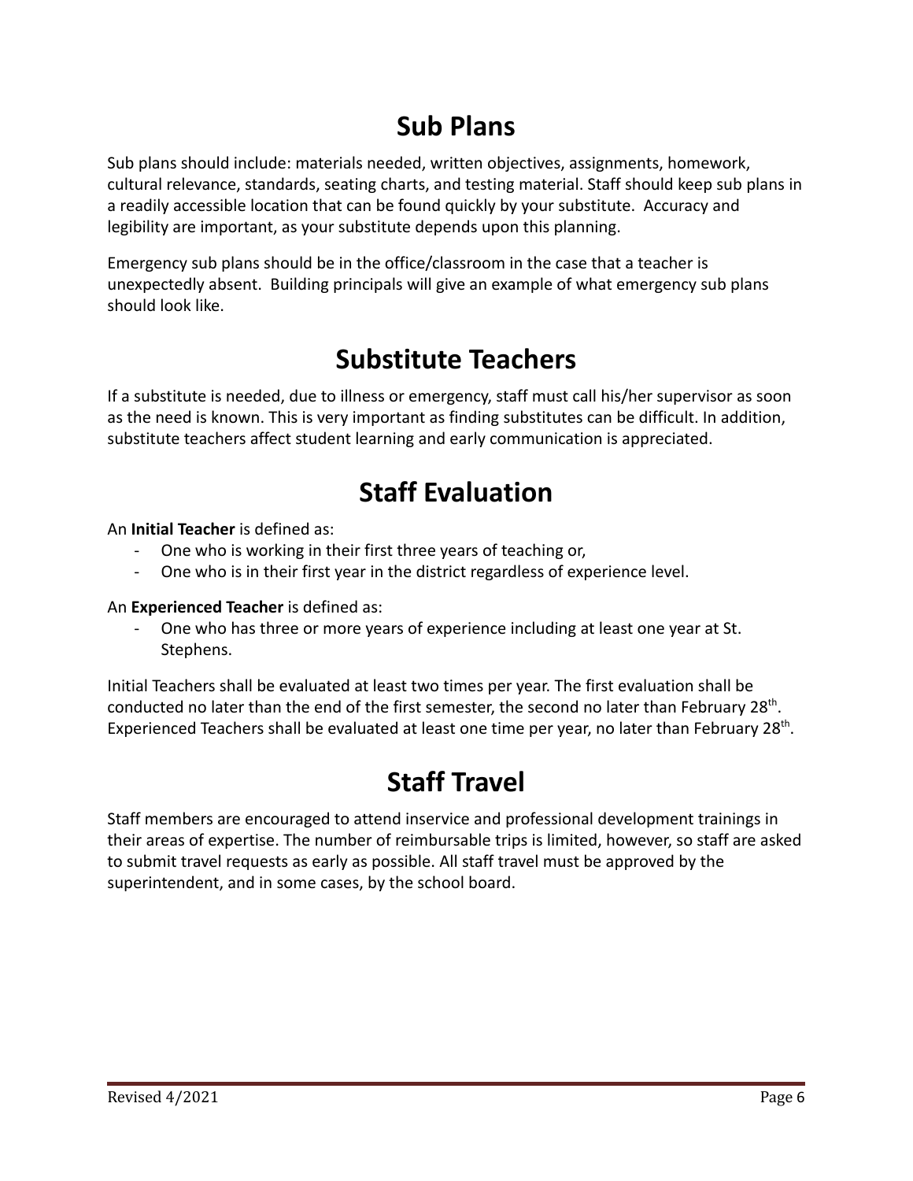# Sub Plans

Sub plans should include: materials needed, written objectives, assignments, homework, cultural relevance, standards, seating charts, and testing material. Staff should keep sub plans in a readily accessible location that can be found quickly by your substitute. Accuracy and legibility are important, as your substitute depends upon this planning.

Emergency sub plans should be in the office/classroom in the case that a teacher is unexpectedly absent. Building principals will give an example of what emergency sub plans should look like.

# Substitute Teachers

If a substitute is needed, due to illness or emergency, staff must call his/her supervisor as soon as the need is known. This is very important as finding substitutes can be difficult. In addition, substitute teachers affect student learning and early communication is appreciated.

# Staff Evaluation

An **Initial Teacher** is defined as:

- One who is working in their first three years of teaching or,
- One who is in their first year in the district regardless of experience level.

An **Experienced Teacher** is defined as:

- One who has three or more years of experience including at least one year at St. Stephens.

Initial Teachers shall be evaluated at least two times per year. The first evaluation shall be conducted no later than the end of the first semester, the second no later than February 28th. Experienced Teachers shall be evaluated at least one time per year, no later than February 28th.

# Staff Travel

Staff members are encouraged to attend inservice and professional development trainings in their areas of expertise. The number of reimbursable trips is limited, however, so staff are asked to submit travel requests as early as possible. All staff travel must be approved by the superintendent, and in some cases, by the school board.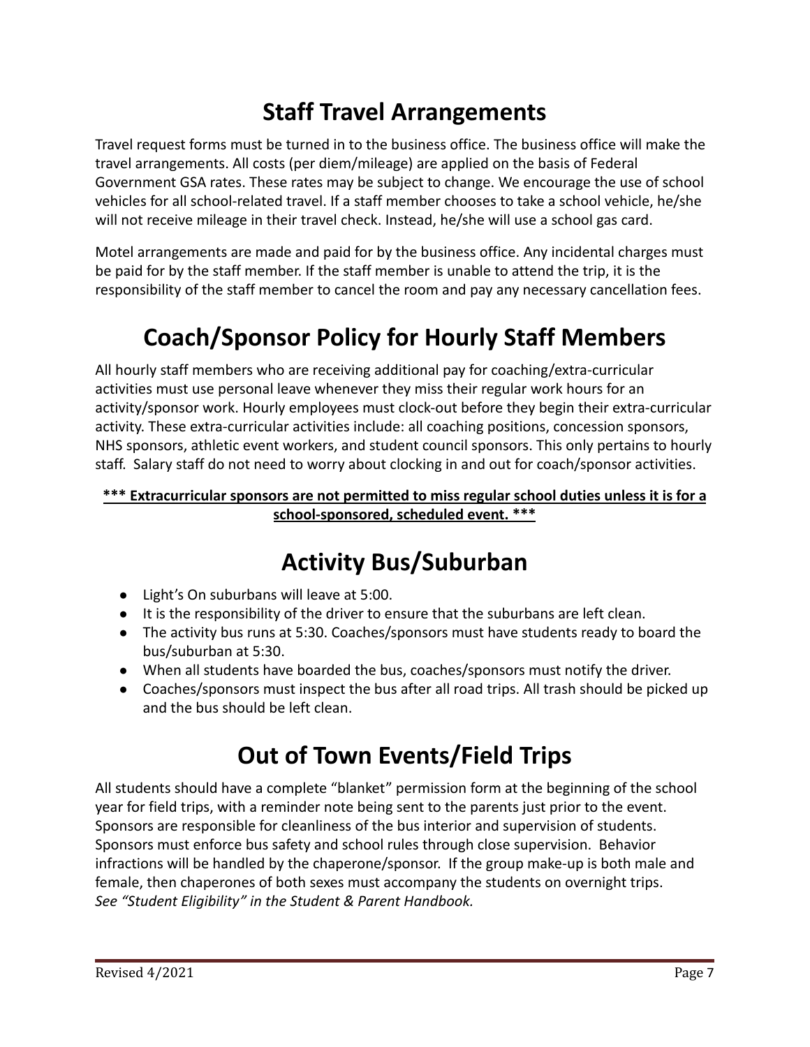# Staff Travel Arrangements

Travel request forms must be turned in to the business office. The business office will make the travel arrangements. All costs (per diem/mileage) are applied on the basis of Federal Government GSA rates. These rates may be subject to change. We encourage the use of school vehicles for all school-related travel. If a staff member chooses to take a school vehicle, he/she will not receive mileage in their travel check. Instead, he/she will use a school gas card.

Motel arrangements are made and paid for by the business office. Any incidental charges must be paid for by the staff member. If the staff member is unable to attend the trip, it is the responsibility of the staff member to cancel the room and pay any necessary cancellation fees.

# Coach/Sponsor Policy for Hourly Staff Members

All hourly staff members who are receiving additional pay for coaching/extra-curricular activities must use personal leave whenever they miss their regular work hours for an activity/sponsor work. Hourly employees must clock-out before they begin their extra-curricular activity. These extra-curricular activities include: all coaching positions, concession sponsors, NHS sponsors, athletic event workers, and student council sponsors. This only pertains to hourly staff. Salary staff do not need to worry about clocking in and out for coach/sponsor activities.

**\*\*\* Extracurricular sponsors are not permitted to miss regular school duties unless it is for a school-sponsored, scheduled event. \*\*\***

# Activity Bus/Suburban

- Light's On suburbans will leave at 5:00.
- It is the responsibility of the driver to ensure that the suburbans are left clean.
- The activity bus runs at 5:30. Coaches/sponsors must have students ready to board the bus/suburban at 5:30.
- When all students have boarded the bus, coaches/sponsors must notify the driver.
- Coaches/sponsors must inspect the bus after all road trips. All trash should be picked up and the bus should be left clean.

# Out of Town Events/Field Trips

All students should have a complete "blanket" permission form at the beginning of the school year for field trips, with a reminder note being sent to the parents just prior to the event. Sponsors are responsible for cleanliness of the bus interior and supervision of students. Sponsors must enforce bus safety and school rules through close supervision. Behavior infractions will be handled by the chaperone/sponsor. If the group make-up is both male and female, then chaperones of both sexes must accompany the students on overnight trips. *See "Student Eligibility" in the Student & Parent Handbook.*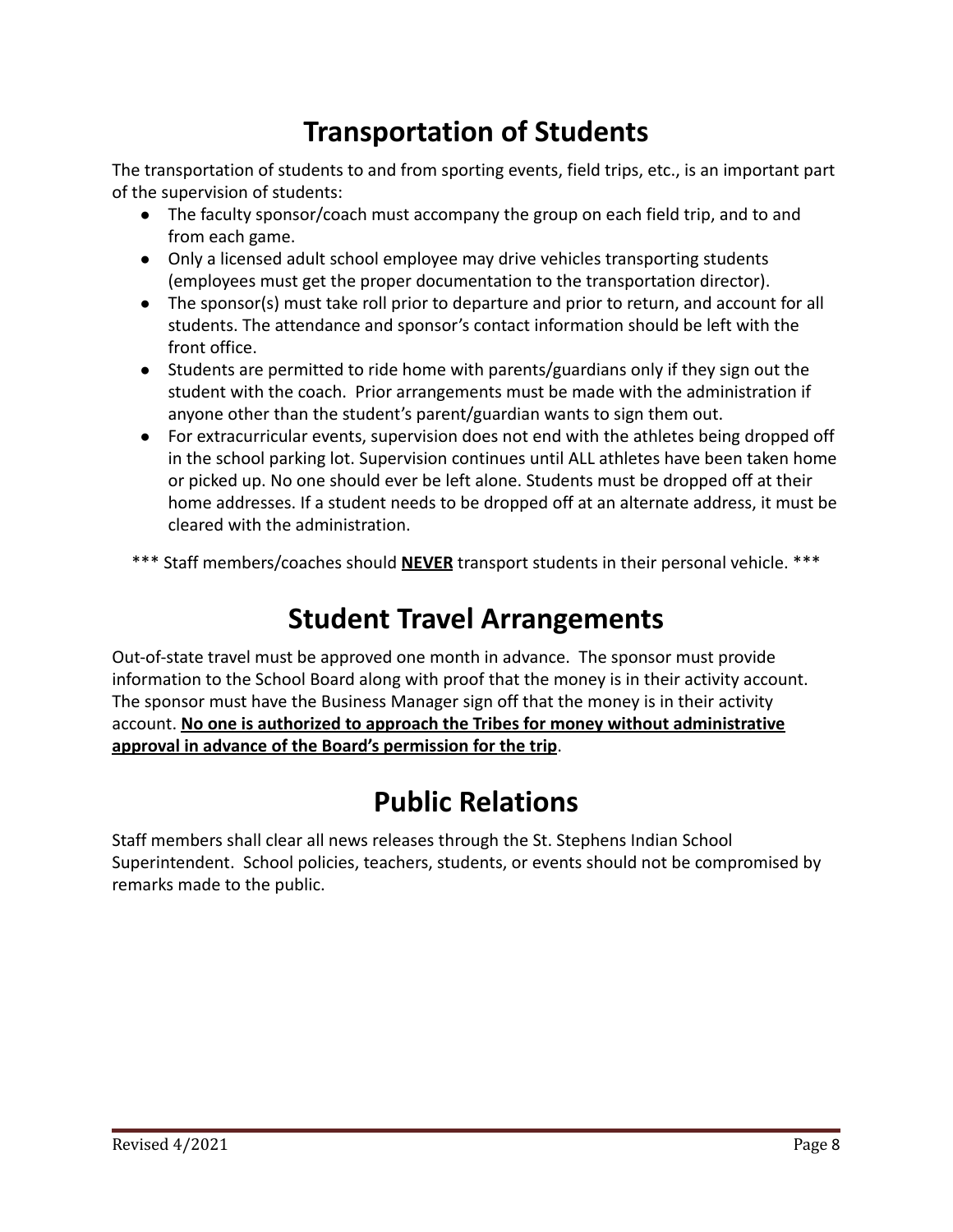# Transportation of Students

The transportation of students to and from sporting events, field trips, etc., is an important part of the supervision of students:

- The faculty sponsor/coach must accompany the group on each field trip, and to and from each game.
- Only a licensed adult school employee may drive vehicles transporting students (employees must get the proper documentation to the transportation director).
- The sponsor(s) must take roll prior to departure and prior to return, and account for all students. The attendance and sponsor's contact information should be left with the front office.
- Students are permitted to ride home with parents/guardians only if they sign out the student with the coach. Prior arrangements must be made with the administration if anyone other than the student's parent/guardian wants to sign them out.
- For extracurricular events, supervision does not end with the athletes being dropped off in the school parking lot. Supervision continues until ALL athletes have been taken home or picked up. No one should ever be left alone. Students must be dropped off at their home addresses. If a student needs to be dropped off at an alternate address, it must be cleared with the administration.

*** Staff members/coaches should **<u>NEVER</u>** transport students in their personal vehicle. ***

# Student Travel Arrangements

Out-of-state travel must be approved one month in advance. The sponsor must provide information to the School Board along with proof that the money is in their activity account. The sponsor must have the Business Manager sign off that the money is in their activity account. **<u>No one is authorized to approach the Tribes for money without administrative approval in advance of the Board's permission for the trip</u>**.

# Public Relations

Staff members shall clear all news releases through the St. Stephens Indian School Superintendent. School policies, teachers, students, or events should not be compromised by remarks made to the public.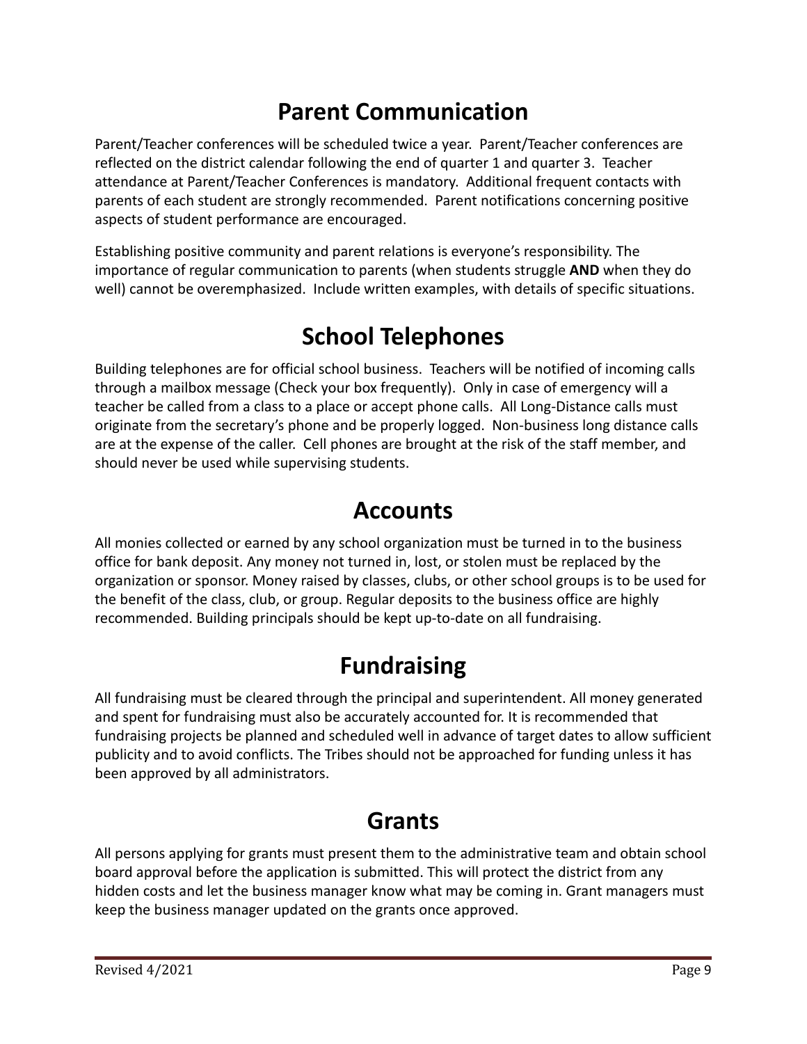# Parent Communication

Parent/Teacher conferences will be scheduled twice a year. Parent/Teacher conferences are reflected on the district calendar following the end of quarter 1 and quarter 3. Teacher attendance at Parent/Teacher Conferences is mandatory. Additional frequent contacts with parents of each student are strongly recommended. Parent notifications concerning positive aspects of student performance are encouraged.

Establishing positive community and parent relations is everyone's responsibility. The importance of regular communication to parents (when students struggle **AND** when they do well) cannot be overemphasized. Include written examples, with details of specific situations.

# School Telephones

Building telephones are for official school business. Teachers will be notified of incoming calls through a mailbox message (Check your box frequently). Only in case of emergency will a teacher be called from a class to a place or accept phone calls. All Long-Distance calls must originate from the secretary's phone and be properly logged. Non-business long distance calls are at the expense of the caller. Cell phones are brought at the risk of the staff member, and should never be used while supervising students.

# Accounts

All monies collected or earned by any school organization must be turned in to the business office for bank deposit. Any money not turned in, lost, or stolen must be replaced by the organization or sponsor. Money raised by classes, clubs, or other school groups is to be used for the benefit of the class, club, or group. Regular deposits to the business office are highly recommended. Building principals should be kept up-to-date on all fundraising.

# Fundraising

All fundraising must be cleared through the principal and superintendent. All money generated and spent for fundraising must also be accurately accounted for. It is recommended that fundraising projects be planned and scheduled well in advance of target dates to allow sufficient publicity and to avoid conflicts. The Tribes should not be approached for funding unless it has been approved by all administrators.

# Grants

All persons applying for grants must present them to the administrative team and obtain school board approval before the application is submitted. This will protect the district from any hidden costs and let the business manager know what may be coming in. Grant managers must keep the business manager updated on the grants once approved.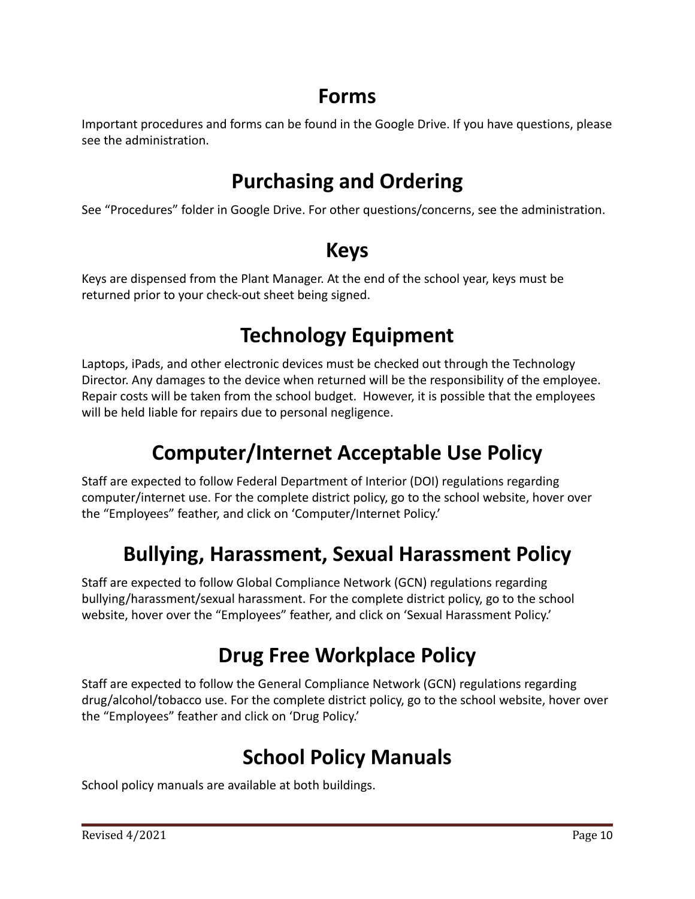## Forms

Important procedures and forms can be found in the Google Drive. If you have questions, please see the administration.

## Purchasing and Ordering

See “Procedures” folder in Google Drive. For other questions/concerns, see the administration.

## Keys

Keys are dispensed from the Plant Manager. At the end of the school year, keys must be returned prior to your check-out sheet being signed.

## Technology Equipment

Laptops, iPads, and other electronic devices must be checked out through the Technology Director. Any damages to the device when returned will be the responsibility of the employee. Repair costs will be taken from the school budget. However, it is possible that the employees will be held liable for repairs due to personal negligence.

## Computer/Internet Acceptable Use Policy

Staff are expected to follow Federal Department of Interior (DOI) regulations regarding computer/internet use. For the complete district policy, go to the school website, hover over the “Employees” feather, and click on ‘Computer/Internet Policy.’

## Bullying, Harassment, Sexual Harassment Policy

Staff are expected to follow Global Compliance Network (GCN) regulations regarding bullying/harassment/sexual harassment. For the complete district policy, go to the school website, hover over the “Employees” feather, and click on ‘Sexual Harassment Policy.’

## Drug Free Workplace Policy

Staff are expected to follow the General Compliance Network (GCN) regulations regarding drug/alcohol/tobacco use. For the complete district policy, go to the school website, hover over the “Employees” feather and click on ‘Drug Policy.’

## School Policy Manuals

School policy manuals are available at both buildings.

Revised 4/2021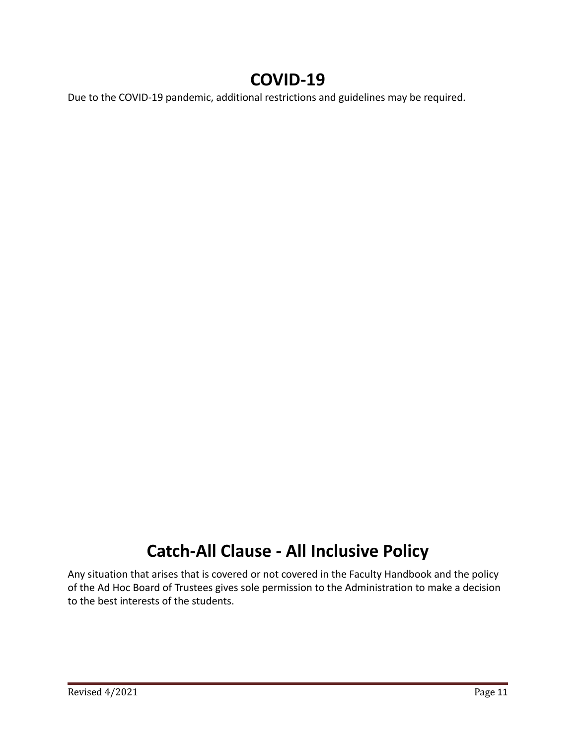# COVID-19

Due to the COVID-19 pandemic, additional restrictions and guidelines may be required.

# Catch-All Clause - All Inclusive Policy

Any situation that arises that is covered or not covered in the Faculty Handbook and the policy of the Ad Hoc Board of Trustees gives sole permission to the Administration to make a decision to the best interests of the students.